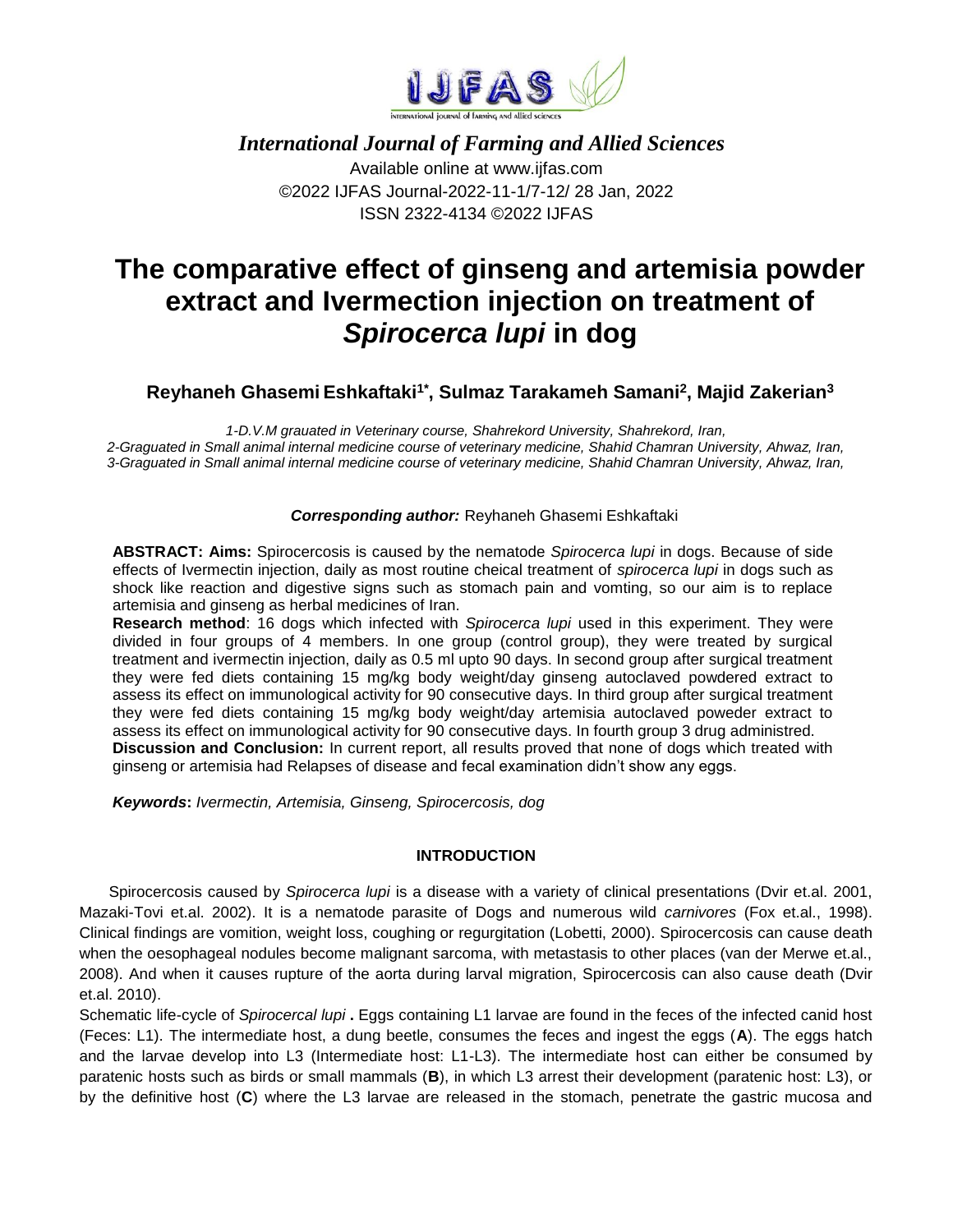*International Journal of Farming and Allied Sciences*

Available online at www.ijfas.com

©2022 IJFAS Journal-2022-11-1/7-12/ 28 Jan, 2022

ISSN 2322-4134 ©2022 IJFAS

# The comparative effect of ginseng and artemisia powder extract and Ivermection injection on treatment of *Spirocerca lupi* in dog

**Reyhaneh Ghasemi Eshkaftaki[1*], Sulmaz Tarakameh Samani[2], Majid Zakerian[3]**

*1-D.V.M grauated in Veterinary course, Shahrekord University, Shahrekord, Iran,*
*2-Graguated in Small animal internal medicine course of veterinary medicine, Shahid Chamran University, Ahwaz, Iran,*
*3-Graguated in Small animal internal medicine course of veterinary medicine, Shahid Chamran University, Ahwaz, Iran,*

***Corresponding author:*** Reyhaneh Ghasemi Eshkaftaki

**ABSTRACT: Aims:** Spirocercosis is caused by the nematode *Spirocerca lupi* in dogs. Because of side effects of Ivermectin injection, daily as most routine cheical treatment of *spirocerca lupi* in dogs such as shock like reaction and digestive signs such as stomach pain and vomting, so our aim is to replace artemisia and ginseng as herbal medicines of Iran.

**Research method**: 16 dogs which infected with *Spirocerca lupi* used in this experiment. They were divided in four groups of 4 members. In one group (control group), they were treated by surgical treatment and ivermectin injection, daily as 0.5 ml upto 90 days. In second group after surgical treatment they were fed diets containing 15 mg/kg body weight/day ginseng autoclaved powdered extract to assess its effect on immunological activity for 90 consecutive days. In third group after surgical treatment they were fed diets containing 15 mg/kg body weight/day artemisia autoclaved poweder extract to assess its effect on immunological activity for 90 consecutive days. In fourth group 3 drug administred.

**Discussion and Conclusion:** In current report, all results proved that none of dogs which treated with ginseng or artemisia had Relapses of disease and fecal examination didn't show any eggs.

***Keywords*****:** *Ivermectin, Artemisia, Ginseng, Spirocercosis, dog*

## INTRODUCTION

Spirocercosis caused by *Spirocerca lupi* is a disease with a variety of clinical presentations (Dvir et.al. 2001, Mazaki-Tovi et.al. 2002). It is a nematode parasite of Dogs and numerous wild *carnivores* (Fox et.al., 1998). Clinical findings are vomition, weight loss, coughing or regurgitation (Lobetti, 2000). Spirocercosis can cause death when the oesophageal nodules become malignant sarcoma, with metastasis to other places (van der Merwe et.al., 2008). And when it causes rupture of the aorta during larval migration, Spirocercosis can also cause death (Dvir et.al. 2010).

Schematic life-cycle of *Spirocercal lupi* **.** Eggs containing L1 larvae are found in the feces of the infected canid host (Feces: L1). The intermediate host, a dung beetle, consumes the feces and ingest the eggs (**A**). The eggs hatch and the larvae develop into L3 (Intermediate host: L1-L3). The intermediate host can either be consumed by paratenic hosts such as birds or small mammals (**B**), in which L3 arrest their development (paratenic host: L3), or by the definitive host (**C**) where the L3 larvae are released in the stomach, penetrate the gastric mucosa and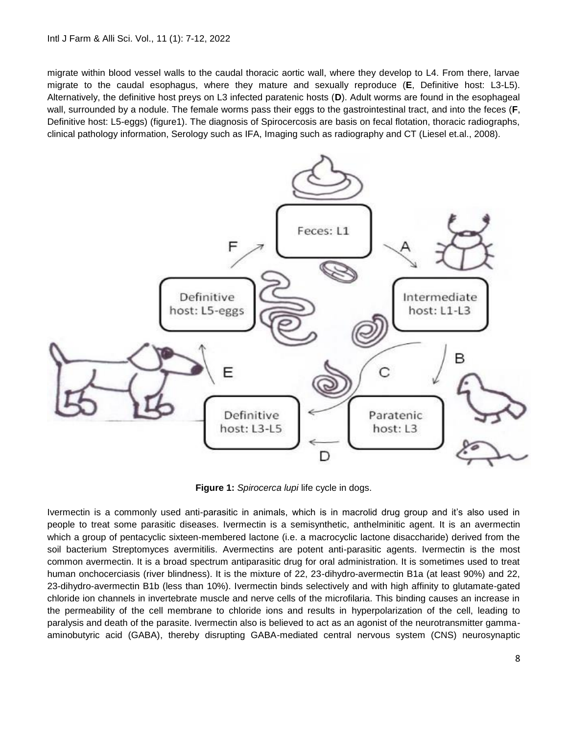migrate within blood vessel walls to the caudal thoracic aortic wall, where they develop to L4. From there, larvae migrate to the caudal esophagus, where they mature and sexually reproduce (**E**, Definitive host: L3-L5). Alternatively, the definitive host preys on L3 infected paratenic hosts (**D**). Adult worms are found in the esophageal wall, surrounded by a nodule. The female worms pass their eggs to the gastrointestinal tract, and into the feces (**F**, Definitive host: L5-eggs) (figure1). The diagnosis of Spirocercosis are basis on fecal flotation, thoracic radiographs, clinical pathology information, Serology such as IFA, Imaging such as radiography and CT (Liesel et.al., 2008).

**Figure 1:** *Spirocerca lupi* life cycle in dogs.

Ivermectin is a commonly used anti-parasitic in animals, which is in macrolid drug group and it's also used in people to treat some parasitic diseases. Ivermectin is a semisynthetic, anthelminitic agent. It is an avermectin which a group of pentacyclic sixteen-membered lactone (i.e. a macrocyclic lactone disaccharide) derived from the soil bacterium Streptomyces avermitilis. Avermectins are potent anti-parasitic agents. Ivermectin is the most common avermectin. It is a broad spectrum antiparasitic drug for oral administration. It is sometimes used to treat human onchocerciasis (river blindness). It is the mixture of 22, 23-dihydro-avermectin B1a (at least 90%) and 22, 23-dihydro-avermectin B1b (less than 10%). Ivermectin binds selectively and with high affinity to glutamate-gated chloride ion channels in invertebrate muscle and nerve cells of the microfilaria. This binding causes an increase in the permeability of the cell membrane to chloride ions and results in hyperpolarization of the cell, leading to paralysis and death of the parasite. Ivermectin also is believed to act as an agonist of the neurotransmitter gamma-aminobutyric acid (GABA), thereby disrupting GABA-mediated central nervous system (CNS) neurosynaptic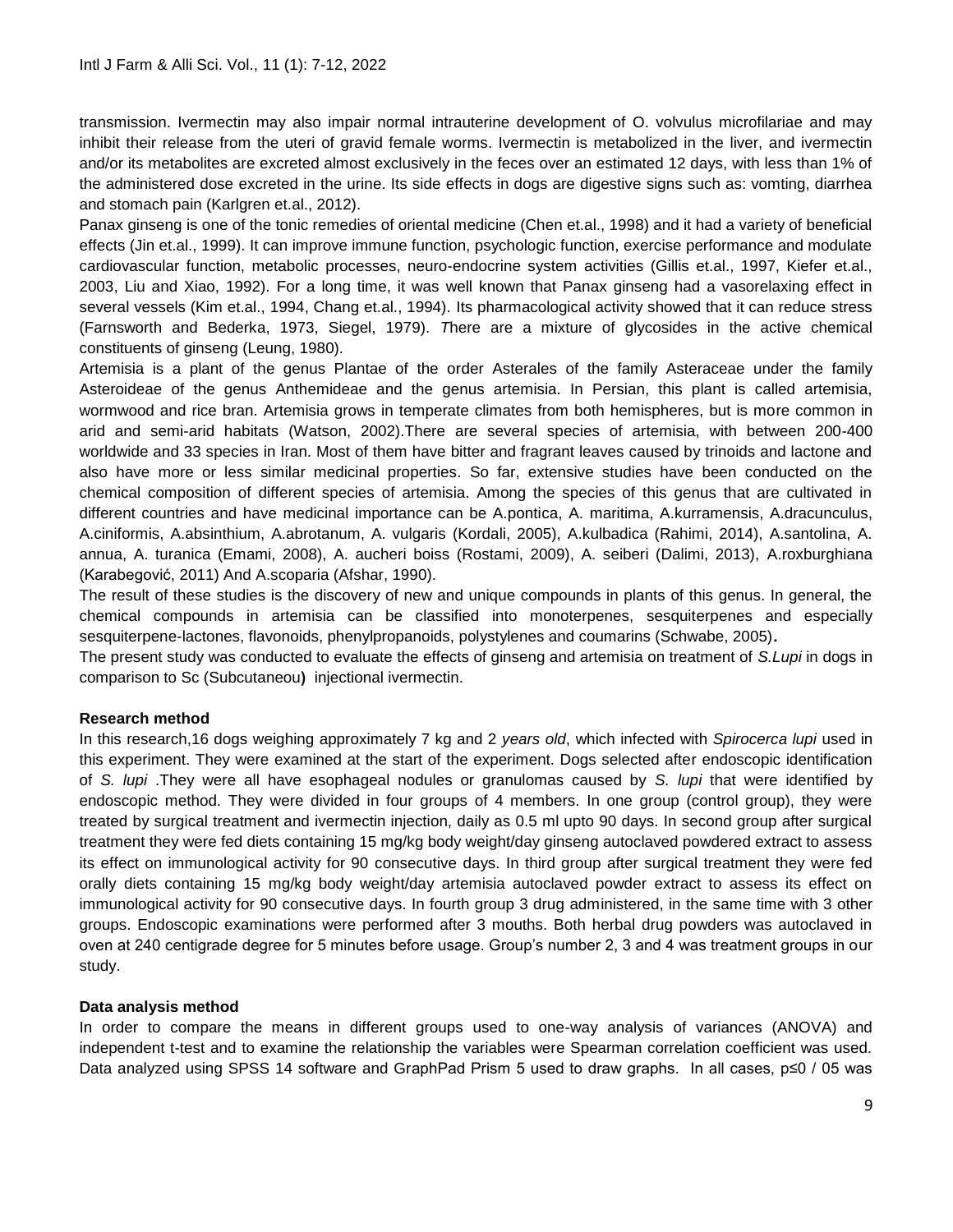transmission. Ivermectin may also impair normal intrauterine development of O. volvulus microfilariae and may inhibit their release from the uteri of gravid female worms. Ivermectin is metabolized in the liver, and ivermectin and/or its metabolites are excreted almost exclusively in the feces over an estimated 12 days, with less than 1% of the administered dose excreted in the urine. Its side effects in dogs are digestive signs such as: vomting, diarrhea and stomach pain (Karlgren et.al., 2012).

Panax ginseng is one of the tonic remedies of oriental medicine (Chen et.al., 1998) and it had a variety of beneficial effects (Jin et.al., 1999). It can improve immune function, psychologic function, exercise performance and modulate cardiovascular function, metabolic processes, neuro-endocrine system activities (Gillis et.al., 1997, Kiefer et.al., 2003, Liu and Xiao, 1992). For a long time, it was well known that Panax ginseng had a vasorelaxing effect in several vessels (Kim et.al., 1994, Chang et.al., 1994). Its pharmacological activity showed that it can reduce stress (Farnsworth and Bederka, 1973, Siegel, 1979). *T*here are a mixture of glycosides in the active chemical constituents of ginseng (Leung, 1980).

Artemisia is a plant of the genus Plantae of the order Asterales of the family Asteraceae under the family Asteroideae of the genus Anthemideae and the genus artemisia. In Persian, this plant is called artemisia, wormwood and rice bran. Artemisia grows in temperate climates from both hemispheres, but is more common in arid and semi-arid habitats (Watson, 2002).There are several species of artemisia, with between 200-400 worldwide and 33 species in Iran. Most of them have bitter and fragrant leaves caused by trinoids and lactone and also have more or less similar medicinal properties. So far, extensive studies have been conducted on the chemical composition of different species of artemisia. Among the species of this genus that are cultivated in different countries and have medicinal importance can be A.pontica, A. maritima, A.kurramensis, A.dracunculus, A.ciniformis, A.absinthium, A.abrotanum, A. vulgaris (Kordali, 2005), A.kulbadica (Rahimi, 2014), A.santolina, A. annua, A. turanica (Emami, 2008), A. aucheri boiss (Rostami, 2009), A. seiberi (Dalimi, 2013), A.roxburghiana (Karabegović, 2011) And A.scoparia (Afshar, 1990).

The result of these studies is the discovery of new and unique compounds in plants of this genus. In general, the chemical compounds in artemisia can be classified into monoterpenes, sesquiterpenes and especially sesquiterpene-lactones, flavonoids, phenylpropanoids, polystylenes and coumarins (Schwabe, 2005)**.**

The present study was conducted to evaluate the effects of ginseng and artemisia on treatment of *S.Lupi* in dogs in comparison to Sc (Subcutaneou**)** injectional ivermectin.

**Research method**

In this research,16 dogs weighing approximately 7 kg and 2 *years old*, which infected with *Spirocerca lupi* used in this experiment. They were examined at the start of the experiment. Dogs selected after endoscopic identification of *S. lupi* .They were all have esophageal nodules or granulomas caused by *S. lupi* that were identified by endoscopic method. They were divided in four groups of 4 members. In one group (control group), they were treated by surgical treatment and ivermectin injection, daily as 0.5 ml upto 90 days. In second group after surgical treatment they were fed diets containing 15 mg/kg body weight/day ginseng autoclaved powdered extract to assess its effect on immunological activity for 90 consecutive days. In third group after surgical treatment they were fed orally diets containing 15 mg/kg body weight/day artemisia autoclaved powder extract to assess its effect on immunological activity for 90 consecutive days. In fourth group 3 drug administered, in the same time with 3 other groups. Endoscopic examinations were performed after 3 mouths. Both herbal drug powders was autoclaved in oven at 240 centigrade degree for 5 minutes before usage. Group's number 2, 3 and 4 was treatment groups in our study.

**Data analysis method**

In order to compare the means in different groups used to one-way analysis of variances (ANOVA) and independent t-test and to examine the relationship the variables were Spearman correlation coefficient was used. Data analyzed using SPSS 14 software and GraphPad Prism 5 used to draw graphs. In all cases, p≤0 / 05 was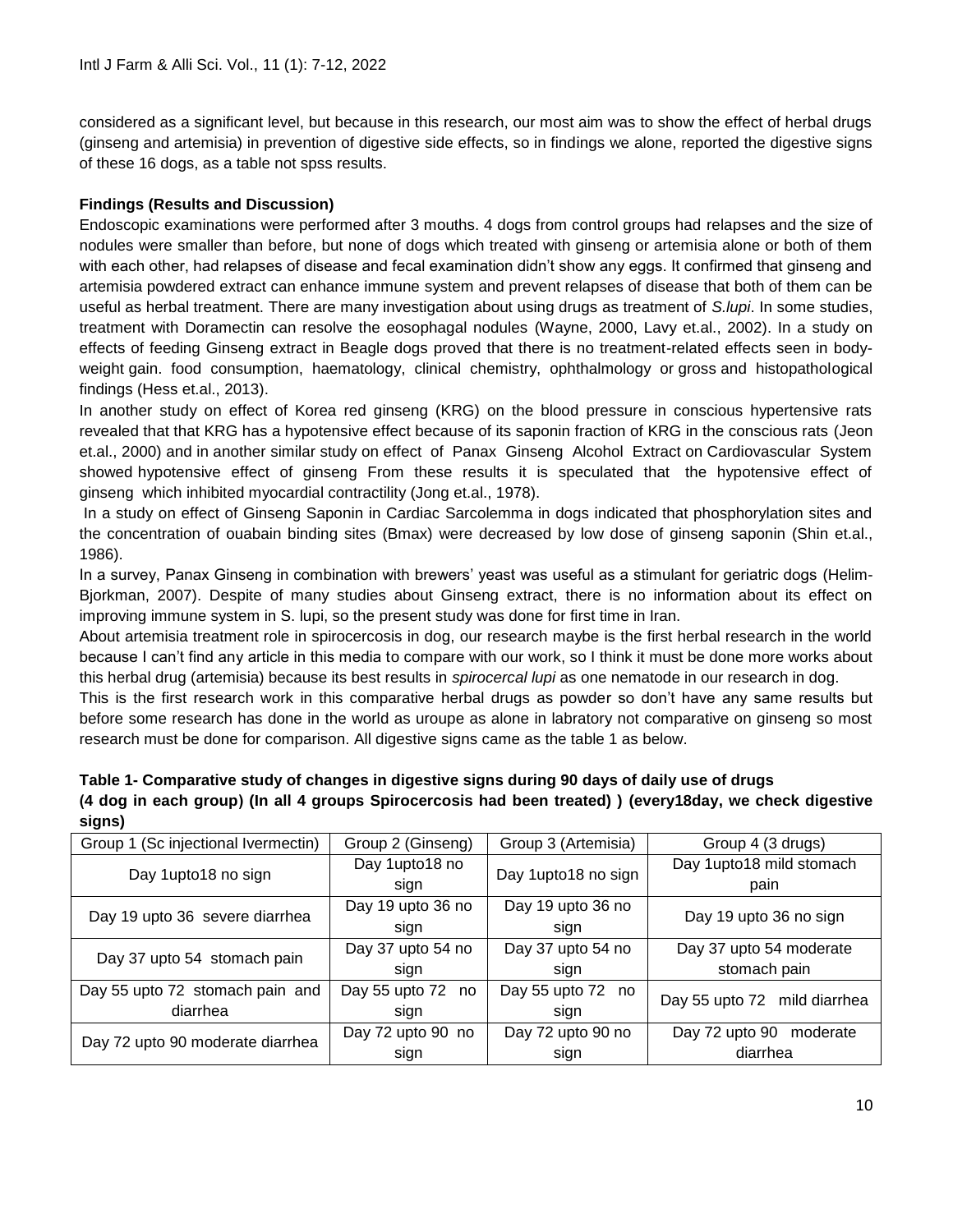considered as a significant level, but because in this research, our most aim was to show the effect of herbal drugs (ginseng and artemisia) in prevention of digestive side effects, so in findings we alone, reported the digestive signs of these 16 dogs, as a table not spss results.

**Findings (Results and Discussion)**

Endoscopic examinations were performed after 3 mouths. 4 dogs from control groups had relapses and the size of nodules were smaller than before, but none of dogs which treated with ginseng or artemisia alone or both of them with each other, had relapses of disease and fecal examination didn't show any eggs. It confirmed that ginseng and artemisia powdered extract can enhance immune system and prevent relapses of disease that both of them can be useful as herbal treatment. There are many investigation about using drugs as treatment of *S.lupi*. In some studies, treatment with Doramectin can resolve the eosophagal nodules (Wayne, 2000, Lavy et.al., 2002). In a study on effects of feeding Ginseng extract in Beagle dogs proved that there is no treatment-related effects seen in body-weight gain. food consumption, haematology, clinical chemistry, ophthalmology or gross and histopathological findings (Hess et.al., 2013).

In another study on effect of Korea red ginseng (KRG) on the blood pressure in conscious hypertensive rats revealed that that KRG has a hypotensive effect because of its saponin fraction of KRG in the conscious rats (Jeon et.al., 2000) and in another similar study on effect of Panax Ginseng Alcohol Extract on Cardiovascular System showed hypotensive effect of ginseng From these results it is speculated that the hypotensive effect of ginseng which inhibited myocardial contractility (Jong et.al., 1978).

In a study on effect of Ginseng Saponin in Cardiac Sarcolemma in dogs indicated that phosphorylation sites and the concentration of ouabain binding sites (Bmax) were decreased by low dose of ginseng saponin (Shin et.al., 1986).

In a survey, Panax Ginseng in combination with brewers' yeast was useful as a stimulant for geriatric dogs (Helim-Bjorkman, 2007). Despite of many studies about Ginseng extract, there is no information about its effect on improving immune system in S. lupi, so the present study was done for first time in Iran.

About artemisia treatment role in spirocercosis in dog, our research maybe is the first herbal research in the world because I can't find any article in this media to compare with our work, so I think it must be done more works about this herbal drug (artemisia) because its best results in *spirocercal lupi* as one nematode in our research in dog.

This is the first research work in this comparative herbal drugs as powder so don't have any same results but before some research has done in the world as uroupe as alone in labratory not comparative on ginseng so most research must be done for comparison. All digestive signs came as the table 1 as below.

**Table 1- Comparative study of changes in digestive signs during 90 days of daily use of drugs (4 dog in each group) (In all 4 groups Spirocercosis had been treated) ) (every18day, we check digestive signs)**

| Group 1 (Sc injectional Ivermectin) | Group 2 (Ginseng) | Group 3 (Artemisia) | Group 4 (3 drugs) |
|---|---|---|---|
| Day 1upto18 no sign | Day 1upto18 no sign | Day 1upto18 no sign | Day 1upto18 mild stomach pain |
| Day 19 upto 36 severe diarrhea | Day 19 upto 36 no sign | Day 19 upto 36 no sign | Day 19 upto 36 no sign |
| Day 37 upto 54 stomach pain | Day 37 upto 54 no sign | Day 37 upto 54 no sign | Day 37 upto 54 moderate stomach pain |
| Day 55 upto 72 stomach pain and diarrhea | Day 55 upto 72 no sign | Day 55 upto 72 no sign | Day 55 upto 72 mild diarrhea |
| Day 72 upto 90 moderate diarrhea | Day 72 upto 90 no sign | Day 72 upto 90 no sign | Day 72 upto 90 moderate diarrhea |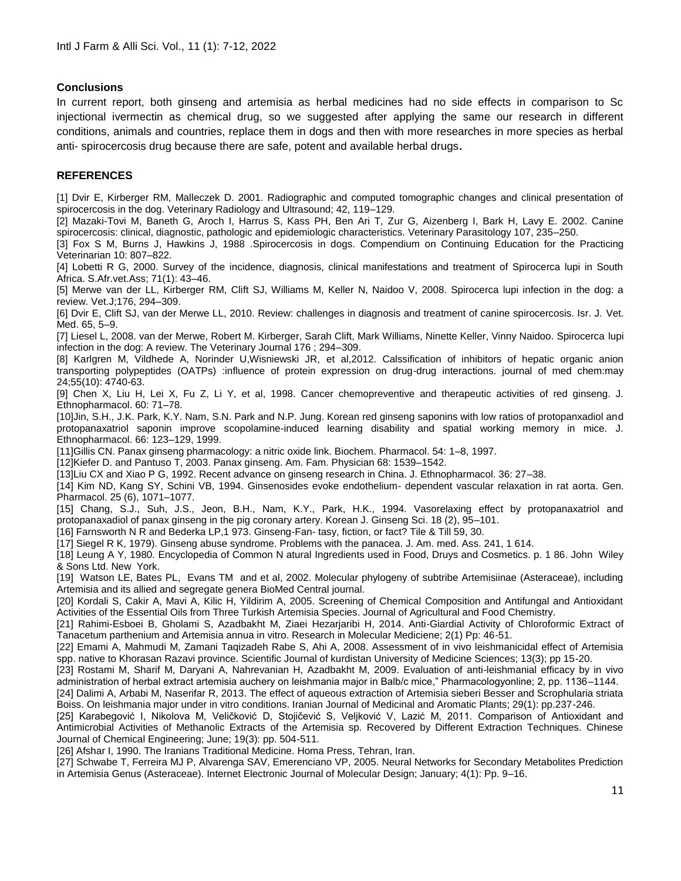## Conclusions

In current report, both ginseng and artemisia as herbal medicines had no side effects in comparison to Sc injectional ivermectin as chemical drug, so we suggested after applying the same our research in different conditions, animals and countries, replace them in dogs and then with more researches in more species as herbal anti- spirocercosis drug because there are safe, potent and available herbal drugs**.**

## REFERENCES

[1] Dvir E, Kirberger RM, Malleczek D. 2001. Radiographic and computed tomographic changes and clinical presentation of spirocercosis in the dog. Veterinary Radiology and Ultrasound; 42, 119–129.

[2] Mazaki-Tovi M, Baneth G, Aroch I, Harrus S, Kass PH, Ben Ari T, Zur G, Aizenberg I, Bark H, Lavy E. 2002. Canine spirocercosis: clinical, diagnostic, pathologic and epidemiologic characteristics. Veterinary Parasitology 107, 235–250.

[3] Fox S M, Burns J, Hawkins J, 1988 .Spirocercosis in dogs. Compendium on Continuing Education for the Practicing Veterinarian 10: 807–822.

[4] Lobetti R G, 2000. Survey of the incidence, diagnosis, clinical manifestations and treatment of Spirocerca lupi in South Africa. S.Afr.vet.Ass; 71(1): 43–46.

[5] Merwe van der LL, Kirberger RM, Clift SJ, Williams M, Keller N, Naidoo V, 2008. Spirocerca lupi infection in the dog: a review. Vet.J;176, 294–309.

[6] Dvir E, Clift SJ, van der Merwe LL, 2010. Review: challenges in diagnosis and treatment of canine spirocercosis. Isr. J. Vet. Med. 65, 5–9.

[7] Liesel L, 2008. van der Merwe, Robert M. Kirberger, Sarah Clift, Mark Williams, Ninette Keller, Vinny Naidoo. Spirocerca lupi infection in the dog: A review. The Veterinary Journal 176 ; 294–309.

[8] Karlgren M, Vildhede A, Norinder U,Wisniewski JR, et al,2012. Calssification of inhibitors of hepatic organic anion transporting polypeptides (OATPs) :influence of protein expression on drug-drug interactions. journal of med chem:may 24;55(10): 4740-63.

[9] Chen X, Liu H, Lei X, Fu Z, Li Y, et al, 1998. Cancer chemopreventive and therapeutic activities of red ginseng. J. Ethnopharmacol. 60: 71–78.

[10]Jin, S.H., J.K. Park, K.Y. Nam, S.N. Park and N.P. Jung. Korean red ginseng saponins with low ratios of protopanxadiol and protopanaxatriol saponin improve scopolamine-induced learning disability and spatial working memory in mice. J. Ethnopharmacol. 66: 123–129, 1999.

[11]Gillis CN. Panax ginseng pharmacology: a nitric oxide link. Biochem. Pharmacol. 54: 1–8, 1997.

[12]Kiefer D. and Pantuso T, 2003. Panax ginseng. Am. Fam. Physician 68: 1539–1542.

[13]Liu CX and Xiao P G, 1992. Recent advance on ginseng research in China. J. Ethnopharmacol. 36: 27–38.

[14] Kim ND, Kang SY, Schini VB, 1994. Ginsenosides evoke endothelium- dependent vascular relaxation in rat aorta. Gen. Pharmacol. 25 (6), 1071–1077.

[15] Chang, S.J., Suh, J.S., Jeon, B.H., Nam, K.Y., Park, H.K., 1994. Vasorelaxing effect by protopanaxatriol and protopanaxadiol of panax ginseng in the pig coronary artery. Korean J. Ginseng Sci. 18 (2), 95–101.

[16] Farnsworth N R and Bederka LP,1 973. Ginseng-Fan- tasy, fiction, or fact? Tile & Till 59, 30.

[17] Siegel R K, 1979). Ginseng abuse syndrome. Problems with the panacea. J. Am. med. Ass. 241, 1 614.

[18] Leung A Y, 1980. Encyclopedia of Common N atural Ingredients used in Food, Druys and Cosmetics. p. 1 86. John Wiley & Sons Ltd. New York.

[19] Watson LE, Bates PL, Evans TM and et al, 2002. Molecular phylogeny of subtribe Artemisiinae (Asteraceae), including Artemisia and its allied and segregate genera BioMed Central journal.

[20] Kordali S, Cakir A, Mavi A, Kilic H, Yildirim A, 2005. Screening of Chemical Composition and Antifungal and Antioxidant Activities of the Essential Oils from Three Turkish Artemisia Species. Journal of Agricultural and Food Chemistry.

[21] Rahimi-Esboei B, Gholami S, Azadbakht M, Ziaei Hezarjaribi H, 2014. Anti-Giardial Activity of Chloroformic Extract of Tanacetum parthenium and Artemisia annua in vitro. Research in Molecular Mediciene; 2(1) Pp: 46-51.

[22] Emami A, Mahmudi M, Zamani Taqizadeh Rabe S, Ahi A, 2008. Assessment of in vivo leishmanicidal effect of Artemisia spp. native to Khorasan Razavi province. Scientific Journal of kurdistan University of Medicine Sciences; 13(3); pp 15-20.

[23] Rostami M, Sharif M, Daryani A, Nahrevanian H, Azadbakht M, 2009. Evaluation of anti-leishmanial efficacy by in vivo administration of herbal extract artemisia auchery on leishmania major in Balb/c mice," Pharmacologyonline; 2, pp. 1136–1144.

[24] Dalimi A, Arbabi M, Naserifar R, 2013. The effect of aqueous extraction of Artemisia sieberi Besser and Scrophularia striata Boiss. On leishmania major under in vitro conditions. Iranian Journal of Medicinal and Aromatic Plants; 29(1): pp.237-246.

[25] Karabegović I, Nikolova M, Veličković D, Stojičević S, Veljković V, Lazić M, 2011. Comparison of Antioxidant and Antimicrobial Activities of Methanolic Extracts of the Artemisia sp. Recovered by Different Extraction Techniques. Chinese Journal of Chemical Engineering; June; 19(3): pp. 504-511.

[26] Afshar I, 1990. The Iranians Traditional Medicine. Homa Press, Tehran, Iran.

[27] Schwabe T, Ferreira MJ P, Alvarenga SAV, Emerenciano VP, 2005. Neural Networks for Secondary Metabolites Prediction in Artemisia Genus (Asteraceae). Internet Electronic Journal of Molecular Design; January; 4(1): Pp. 9–16.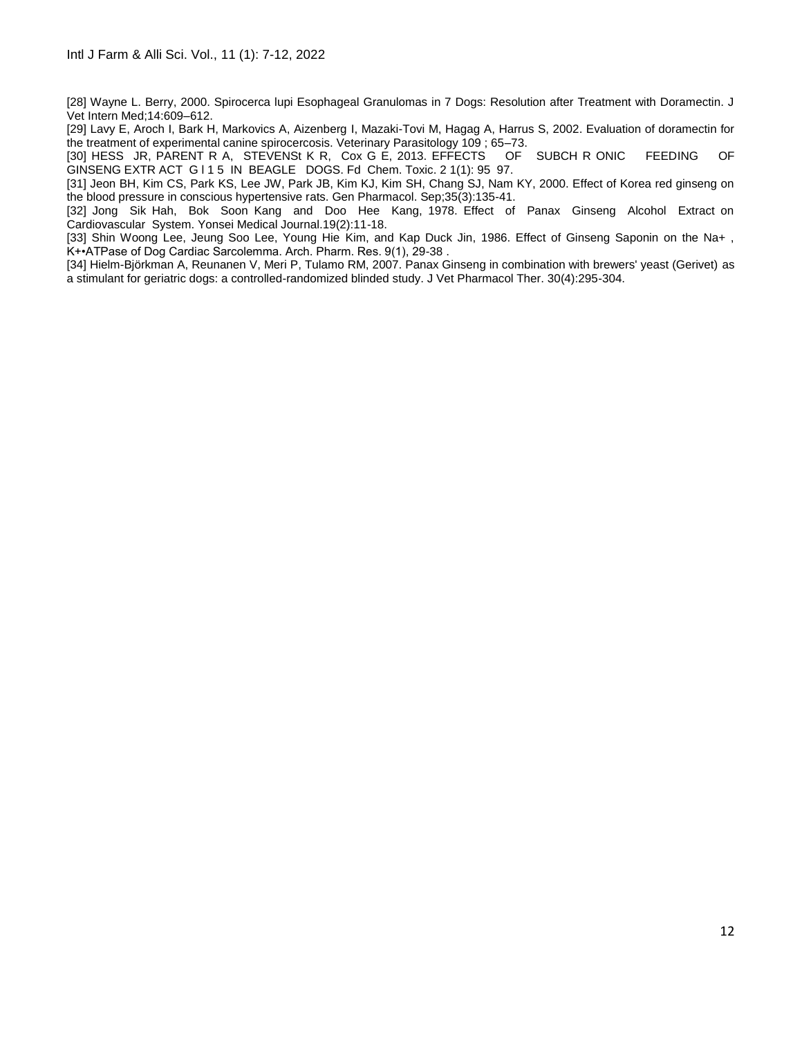[28] Wayne L. Berry, 2000. Spirocerca lupi Esophageal Granulomas in 7 Dogs: Resolution after Treatment with Doramectin. J Vet Intern Med;14:609–612.

[29] Lavy E, Aroch I, Bark H, Markovics A, Aizenberg I, Mazaki-Tovi M, Hagag A, Harrus S, 2002. Evaluation of doramectin for the treatment of experimental canine spirocercosis. Veterinary Parasitology 109 ; 65–73.

[30] HESS JR, PARENT R A, STEVENSt K R, Cox G E, 2013. EFFECTS OF SUBCH R ONIC FEEDING OF GINSENG EXTR ACT G l 1 5 IN BEAGLE DOGS. Fd Chem. Toxic. 2 1(1): 95 97.

[31] Jeon BH, Kim CS, Park KS, Lee JW, Park JB, Kim KJ, Kim SH, Chang SJ, Nam KY, 2000. Effect of Korea red ginseng on the blood pressure in conscious hypertensive rats. Gen Pharmacol. Sep;35(3):135-41.

[32] Jong Sik Hah, Bok Soon Kang and Doo Hee Kang, 1978. Effect of Panax Ginseng Alcohol Extract on Cardiovascular System. Yonsei Medical Journal.19(2):11-18.

[33] Shin Woong Lee, Jeung Soo Lee, Young Hie Kim, and Kap Duck Jin, 1986. Effect of Ginseng Saponin on the Na+ , K+•ATPase of Dog Cardiac Sarcolemma. Arch. Pharm. Res. 9(1), 29-38 .

[34] Hielm-Björkman A, Reunanen V, Meri P, Tulamo RM, 2007. Panax Ginseng in combination with brewers' yeast (Gerivet) as a stimulant for geriatric dogs: a controlled-randomized blinded study. J Vet Pharmacol Ther. 30(4):295-304.